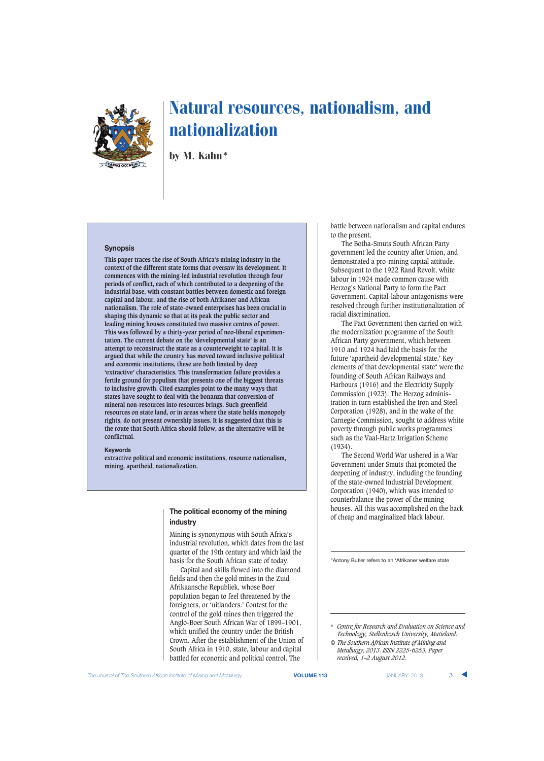# Natural resources, nationalism, and nationalization

by M. Kahn*

## Synopsis

This paper traces the rise of South Africa's mining industry in the context of the different state forms that oversaw its development. It commences with the mining-led industrial revolution through four periods of conflict, each of which contributed to a deepening of the industrial base, with constant battles between domestic and foreign capital and labour, and the rise of both Afrikaner and African nationalism. The role of state-owned enterprises has been crucial in shaping this dynamic so that at its peak the public sector and leading mining houses constituted two massive centres of power. This was followed by a thirty-year period of neo-liberal experimentation. The current debate on the 'developmental state' is an attempt to reconstruct the state as a counterweight to capital. It is argued that while the country has moved toward inclusive political and economic institutions, these are both limited by deep 'extractive' characteristics. This transformation failure provides a fertile ground for populism that presents one of the biggest threats to inclusive growth. Cited examples point to the many ways that states have sought to deal with the bonanza that conversion of mineral non-resources into resources brings. Such greenfield resources on state land, or in areas where the state holds monopoly rights, do not present ownership issues. It is suggested that this is the route that South Africa should follow, as the alternative will be conflictual.

**Keywords**

extractive political and economic institutions, resource nationalism, mining, apartheid, nationalization.

## The political economy of the mining industry

Mining is synonymous with South Africa's industrial revolution, which dates from the last quarter of the 19th century and which laid the basis for the South African state of today.

Capital and skills flowed into the diamond fields and then the gold mines in the Zuid Afrikaansche Republiek, whose Boer population began to feel threatened by the foreigners, or 'uitlanders.' Contest for the control of the gold mines then triggered the Anglo-Boer South African War of 1899–1901, which unified the country under the British Crown. After the establishment of the Union of South Africa in 1910, state, labour and capital battled for economic and political control. The battle between nationalism and capital endures to the present.

The Botha-Smuts South African Party government led the country after Union, and demonstrated a pro-mining capital attitude. Subsequent to the 1922 Rand Revolt, white labour in 1924 made common cause with Herzog's National Party to form the Pact Government. Capital-labour antagonisms were resolved through further institutionalization of racial discrimination.

The Pact Government then carried on with the modernization programme of the South African Party government, which between 1910 and 1924 had laid the basis for the future 'apartheid developmental state.' Key elements of that developmental state* were the founding of South African Railways and Harbours (1916) and the Electricity Supply Commission (1923). The Herzog administration in turn established the Iron and Steel Corporation (1928), and in the wake of the Carnegie Commission, sought to address white poverty through public works programmes such as the Vaal-Hartz Irrigation Scheme (1934).

The Second World War ushered in a War Government under Smuts that promoted the deepening of industry, including the founding of the state-owned Industrial Development Corporation (1940), which was intended to counterbalance the power of the mining houses. All this was accomplished on the back of cheap and marginalized black labour.

*Antony Butler refers to an 'Afrikaner welfare state

\* *Centre for Research and Evaluation on Science and Technology, Stellenbosch University, Matieland.*

© *The Southern African Institute of Mining and Metallurgy, 2013. ISSN 2225-6253. Paper received, 1–2 August 2012.*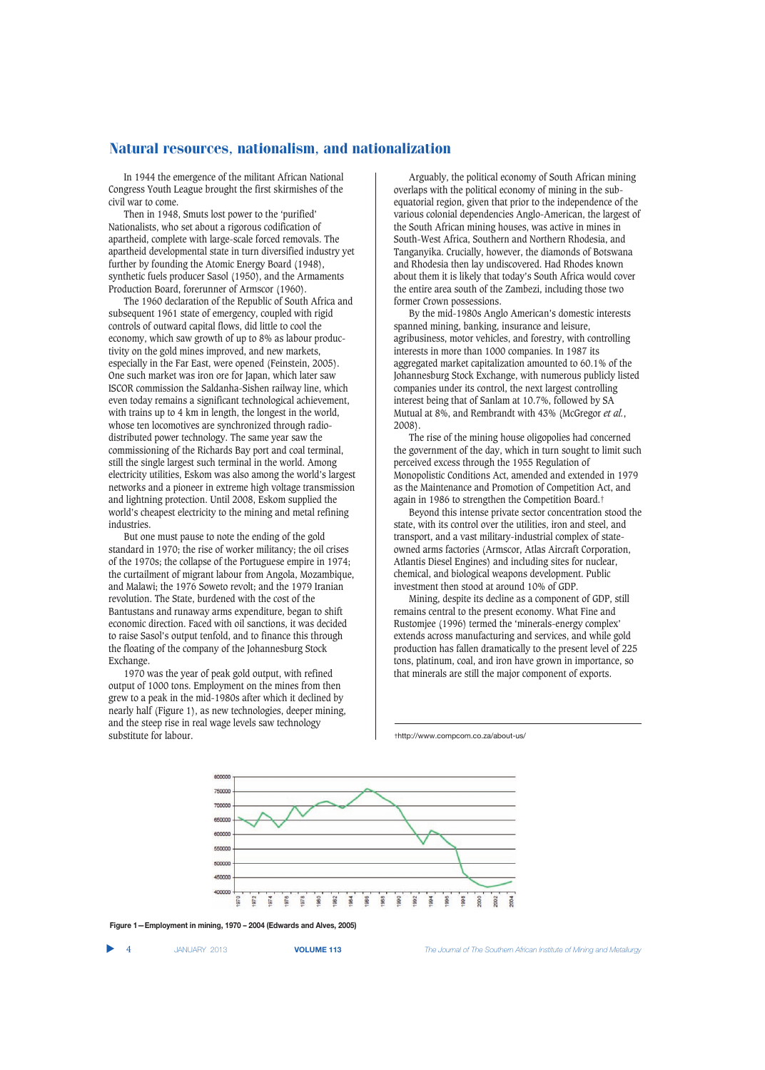## Natural resources, nationalism, and nationalization

In 1944 the emergence of the militant African National Congress Youth League brought the first skirmishes of the civil war to come.

Then in 1948, Smuts lost power to the 'purified' Nationalists, who set about a rigorous codification of apartheid, complete with large-scale forced removals. The apartheid developmental state in turn diversified industry yet further by founding the Atomic Energy Board (1948), synthetic fuels producer Sasol (1950), and the Armaments Production Board, forerunner of Armscor (1960).

The 1960 declaration of the Republic of South Africa and subsequent 1961 state of emergency, coupled with rigid controls of outward capital flows, did little to cool the economy, which saw growth of up to 8% as labour productivity on the gold mines improved, and new markets, especially in the Far East, were opened (Feinstein, 2005). One such market was iron ore for Japan, which later saw ISCOR commission the Saldanha-Sishen railway line, which even today remains a significant technological achievement, with trains up to 4 km in length, the longest in the world, whose ten locomotives are synchronized through radio-distributed power technology. The same year saw the commissioning of the Richards Bay port and coal terminal, still the single largest such terminal in the world. Among electricity utilities, Eskom was also among the world's largest networks and a pioneer in extreme high voltage transmission and lightning protection. Until 2008, Eskom supplied the world's cheapest electricity to the mining and metal refining industries.

But one must pause to note the ending of the gold standard in 1970; the rise of worker militancy; the oil crises of the 1970s; the collapse of the Portuguese empire in 1974; the curtailment of migrant labour from Angola, Mozambique, and Malawi; the 1976 Soweto revolt; and the 1979 Iranian revolution. The State, burdened with the cost of the Bantustans and runaway arms expenditure, began to shift economic direction. Faced with oil sanctions, it was decided to raise Sasol's output tenfold, and to finance this through the floating of the company of the Johannesburg Stock Exchange.

1970 was the year of peak gold output, with refined output of 1000 tons. Employment on the mines from then grew to a peak in the mid-1980s after which it declined by nearly half (Figure 1), as new technologies, deeper mining, and the steep rise in real wage levels saw technology substitute for labour.

Arguably, the political economy of South African mining overlaps with the political economy of mining in the sub-equatorial region, given that prior to the independence of the various colonial dependencies Anglo-American, the largest of the South African mining houses, was active in mines in South-West Africa, Southern and Northern Rhodesia, and Tanganyika. Crucially, however, the diamonds of Botswana and Rhodesia then lay undiscovered. Had Rhodes known about them it is likely that today's South Africa would cover the entire area south of the Zambezi, including those two former Crown possessions.

By the mid-1980s Anglo American's domestic interests spanned mining, banking, insurance and leisure, agribusiness, motor vehicles, and forestry, with controlling interests in more than 1000 companies. In 1987 its aggregated market capitalization amounted to 60.1% of the Johannesburg Stock Exchange, with numerous publicly listed companies under its control, the next largest controlling interest being that of Sanlam at 10.7%, followed by SA Mutual at 8%, and Rembrandt with 43% (McGregor *et al.*, 2008).

The rise of the mining house oligopolies had concerned the government of the day, which in turn sought to limit such perceived excess through the 1955 Regulation of Monopolistic Conditions Act, amended and extended in 1979 as the Maintenance and Promotion of Competition Act, and again in 1986 to strengthen the Competition Board.†

Beyond this intense private sector concentration stood the state, with its control over the utilities, iron and steel, and transport, and a vast military-industrial complex of state-owned arms factories (Armscor, Atlas Aircraft Corporation, Atlantis Diesel Engines) and including sites for nuclear, chemical, and biological weapons development. Public investment then stood at around 10% of GDP.

Mining, despite its decline as a component of GDP, still remains central to the present economy. What Fine and Rustomjee (1996) termed the 'minerals-energy complex' extends across manufacturing and services, and while gold production has fallen dramatically to the present level of 225 tons, platinum, coal, and iron have grown in importance, so that minerals are still the major component of exports.

†http://www.compcom.co.za/about-us/

**Figure 1—Employment in mining, 1970 – 2004 (Edwards and Alves, 2005)**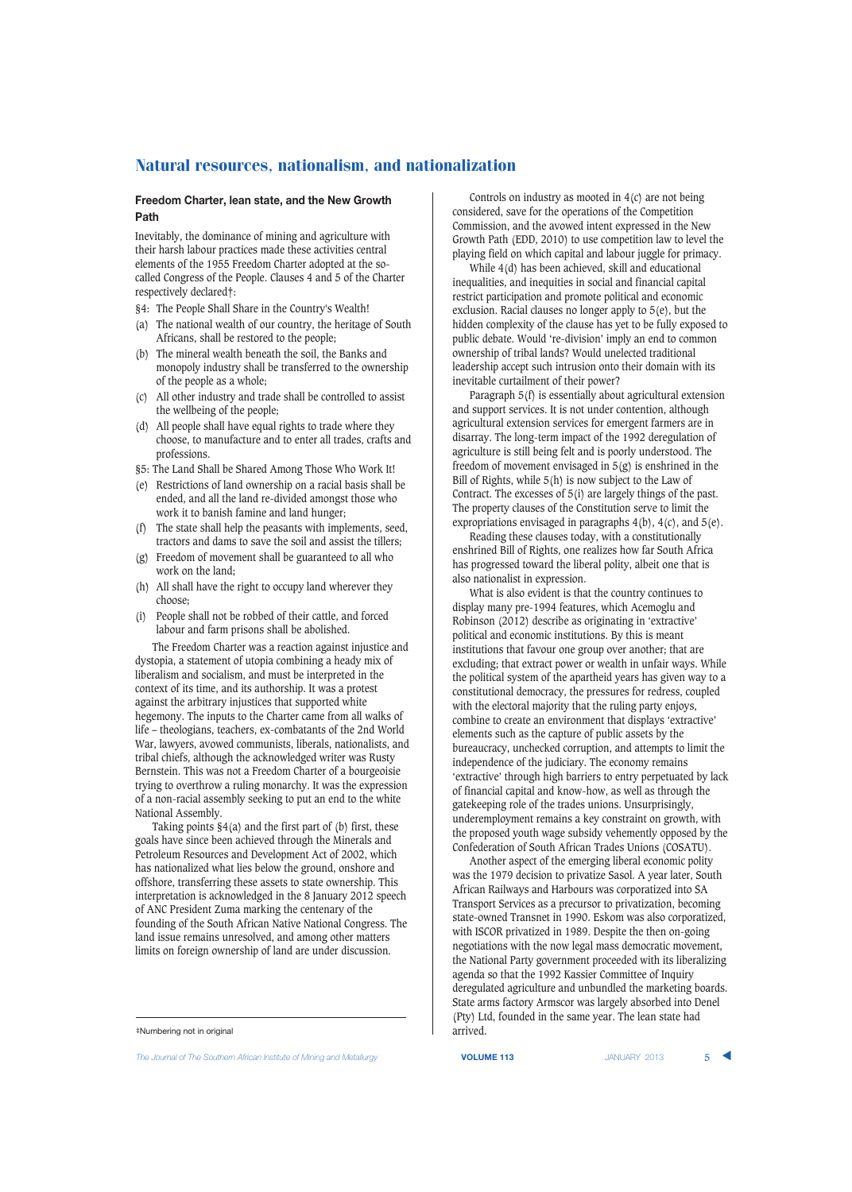# Natural resources, nationalism, and nationalization

### Freedom Charter, lean state, and the New Growth Path

Inevitably, the dominance of mining and agriculture with their harsh labour practices made these activities central elements of the 1955 Freedom Charter adopted at the so-called Congress of the People. Clauses 4 and 5 of the Charter respectively declared‡:

§4: The People Shall Share in the Country's Wealth!

(a) The national wealth of our country, the heritage of South Africans, shall be restored to the people;

(b) The mineral wealth beneath the soil, the Banks and monopoly industry shall be transferred to the ownership of the people as a whole;

(c) All other industry and trade shall be controlled to assist the wellbeing of the people;

(d) All people shall have equal rights to trade where they choose, to manufacture and to enter all trades, crafts and professions.

§5: The Land Shall be Shared Among Those Who Work It!

(e) Restrictions of land ownership on a racial basis shall be ended, and all the land re-divided amongst those who work it to banish famine and land hunger;

(f) The state shall help the peasants with implements, seed, tractors and dams to save the soil and assist the tillers;

(g) Freedom of movement shall be guaranteed to all who work on the land;

(h) All shall have the right to occupy land wherever they choose;

(i) People shall not be robbed of their cattle, and forced labour and farm prisons shall be abolished.

The Freedom Charter was a reaction against injustice and dystopia, a statement of utopia combining a heady mix of liberalism and socialism, and must be interpreted in the context of its time, and its authorship. It was a protest against the arbitrary injustices that supported white hegemony. The inputs to the Charter came from all walks of life – theologians, teachers, ex-combatants of the 2nd World War, lawyers, avowed communists, liberals, nationalists, and tribal chiefs, although the acknowledged writer was Rusty Bernstein. This was not a Freedom Charter of a bourgeoisie trying to overthrow a ruling monarchy. It was the expression of a non-racial assembly seeking to put an end to the white National Assembly.

Taking points §4(a) and the first part of (b) first, these goals have since been achieved through the Minerals and Petroleum Resources and Development Act of 2002, which has nationalized what lies below the ground, onshore and offshore, transferring these assets to state ownership. This interpretation is acknowledged in the 8 January 2012 speech of ANC President Zuma marking the centenary of the founding of the South African Native National Congress. The land issue remains unresolved, and among other matters limits on foreign ownership of land are under discussion.

Controls on industry as mooted in 4(c) are not being considered, save for the operations of the Competition Commission, and the avowed intent expressed in the New Growth Path (EDD, 2010) to use competition law to level the playing field on which capital and labour juggle for primacy.

While 4(d) has been achieved, skill and educational inequalities, and inequities in social and financial capital restrict participation and promote political and economic exclusion. Racial clauses no longer apply to 5(e), but the hidden complexity of the clause has yet to be fully exposed to public debate. Would 're-division' imply an end to common ownership of tribal lands? Would unelected traditional leadership accept such intrusion onto their domain with its inevitable curtailment of their power?

Paragraph 5(f) is essentially about agricultural extension and support services. It is not under contention, although agricultural extension services for emergent farmers are in disarray. The long-term impact of the 1992 deregulation of agriculture is still being felt and is poorly understood. The freedom of movement envisaged in 5(g) is enshrined in the Bill of Rights, while 5(h) is now subject to the Law of Contract. The excesses of 5(i) are largely things of the past. The property clauses of the Constitution serve to limit the expropriations envisaged in paragraphs 4(b), 4(c), and 5(e).

Reading these clauses today, with a constitutionally enshrined Bill of Rights, one realizes how far South Africa has progressed toward the liberal polity, albeit one that is also nationalist in expression.

What is also evident is that the country continues to display many pre-1994 features, which Acemoglu and Robinson (2012) describe as originating in 'extractive' political and economic institutions. By this is meant institutions that favour one group over another; that are excluding; that extract power or wealth in unfair ways. While the political system of the apartheid years has given way to a constitutional democracy, the pressures for redress, coupled with the electoral majority that the ruling party enjoys, combine to create an environment that displays 'extractive' elements such as the capture of public assets by the bureaucracy, unchecked corruption, and attempts to limit the independence of the judiciary. The economy remains 'extractive' through high barriers to entry perpetuated by lack of financial capital and know-how, as well as through the gatekeeping role of the trades unions. Unsurprisingly, underemployment remains a key constraint on growth, with the proposed youth wage subsidy vehemently opposed by the Confederation of South African Trades Unions (COSATU).

Another aspect of the emerging liberal economic polity was the 1979 decision to privatize Sasol. A year later, South African Railways and Harbours was corporatized into SA Transport Services as a precursor to privatization, becoming state-owned Transnet in 1990. Eskom was also corporatized, with ISCOR privatized in 1989. Despite the then on-going negotiations with the now legal mass democratic movement, the National Party government proceeded with its liberalizing agenda so that the 1992 Kassier Committee of Inquiry deregulated agriculture and unbundled the marketing boards. State arms factory Armscor was largely absorbed into Denel (Pty) Ltd, founded in the same year. The lean state had arrived.

‡Numbering not in original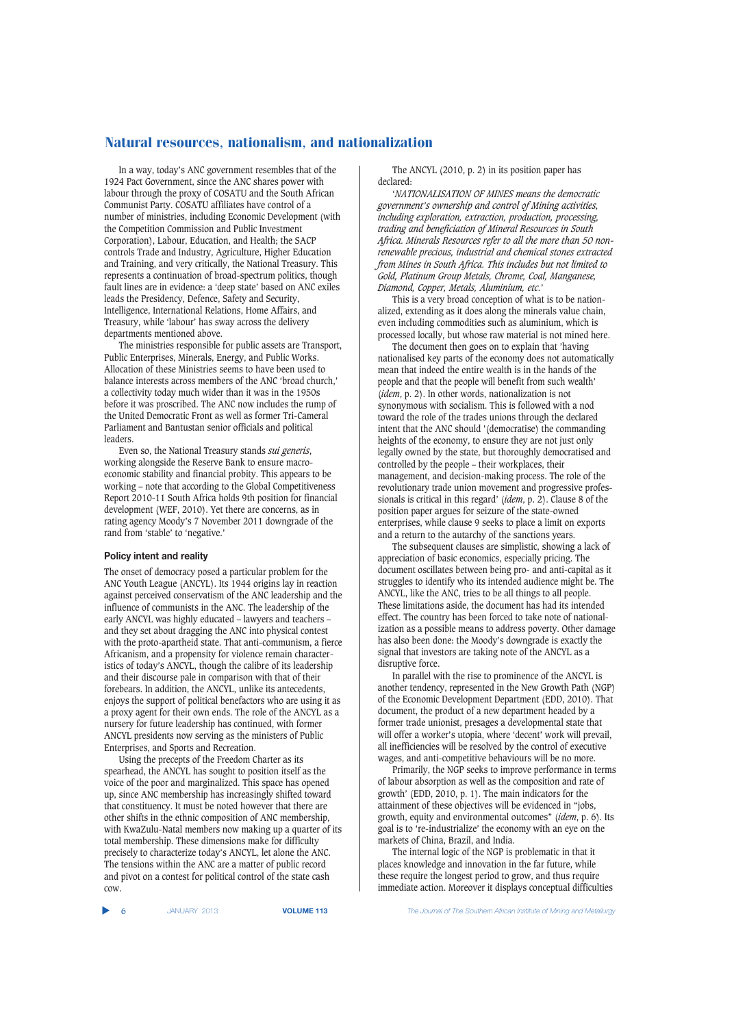In a way, today's ANC government resembles that of the 1924 Pact Government, since the ANC shares power with labour through the proxy of COSATU and the South African Communist Party. COSATU affiliates have control of a number of ministries, including Economic Development (with the Competition Commission and Public Investment Corporation), Labour, Education, and Health; the SACP controls Trade and Industry, Agriculture, Higher Education and Training, and very critically, the National Treasury. This represents a continuation of broad-spectrum politics, though fault lines are in evidence: a 'deep state' based on ANC exiles leads the Presidency, Defence, Safety and Security, Intelligence, International Relations, Home Affairs, and Treasury, while 'labour' has sway across the delivery departments mentioned above.

The ministries responsible for public assets are Transport, Public Enterprises, Minerals, Energy, and Public Works. Allocation of these Ministries seems to have been used to balance interests across members of the ANC 'broad church,' a collectivity today much wider than it was in the 1950s before it was proscribed. The ANC now includes the rump of the United Democratic Front as well as former Tri-Cameral Parliament and Bantustan senior officials and political leaders.

Even so, the National Treasury stands *sui generis*, working alongside the Reserve Bank to ensure macro-economic stability and financial probity. This appears to be working – note that according to the Global Competitiveness Report 2010-11 South Africa holds 9th position for financial development (WEF, 2010). Yet there are concerns, as in rating agency Moody's 7 November 2011 downgrade of the rand from 'stable' to 'negative.'

### Policy intent and reality

The onset of democracy posed a particular problem for the ANC Youth League (ANCYL). Its 1944 origins lay in reaction against perceived conservatism of the ANC leadership and the influence of communists in the ANC. The leadership of the early ANCYL was highly educated – lawyers and teachers – and they set about dragging the ANC into physical contest with the proto-apartheid state. That anti-communism, a fierce Africanism, and a propensity for violence remain characteristics of today's ANCYL, though the calibre of its leadership and their discourse pale in comparison with that of their forebears. In addition, the ANCYL, unlike its antecedents, enjoys the support of political benefactors who are using it as a proxy agent for their own ends. The role of the ANCYL as a nursery for future leadership has continued, with former ANCYL presidents now serving as the ministers of Public Enterprises, and Sports and Recreation.

Using the precepts of the Freedom Charter as its spearhead, the ANCYL has sought to position itself as the voice of the poor and marginalized. This space has opened up, since ANC membership has increasingly shifted toward that constituency. It must be noted however that there are other shifts in the ethnic composition of ANC membership, with KwaZulu-Natal members now making up a quarter of its total membership. These dimensions make for difficulty precisely to characterize today's ANCYL, let alone the ANC. The tensions within the ANC are a matter of public record and pivot on a contest for political control of the state cash cow.

The ANCYL (2010, p. 2) in its position paper has declared:

*'NATIONALISATION OF MINES means the democratic government's ownership and control of Mining activities, including exploration, extraction, production, processing, trading and beneficiation of Mineral Resources in South Africa. Minerals Resources refer to all the more than 50 non-renewable precious, industrial and chemical stones extracted from Mines in South Africa. This includes but not limited to Gold, Platinum Group Metals, Chrome, Coal, Manganese, Diamond, Copper, Metals, Aluminium, etc.'*

This is a very broad conception of what is to be nationalized, extending as it does along the minerals value chain, even including commodities such as aluminium, which is processed locally, but whose raw material is not mined here.

The document then goes on to explain that 'having nationalised key parts of the economy does not automatically mean that indeed the entire wealth is in the hands of the people and that the people will benefit from such wealth' (*idem*, p. 2). In other words, nationalization is not synonymous with socialism. This is followed with a nod toward the role of the trades unions through the declared intent that the ANC should '(democratise) the commanding heights of the economy, to ensure they are not just only legally owned by the state, but thoroughly democratised and controlled by the people – their workplaces, their management, and decision-making process. The role of the revolutionary trade union movement and progressive professionals is critical in this regard' (*idem*, p. 2). Clause 8 of the position paper argues for seizure of the state-owned enterprises, while clause 9 seeks to place a limit on exports and a return to the autarchy of the sanctions years.

The subsequent clauses are simplistic, showing a lack of appreciation of basic economics, especially pricing. The document oscillates between being pro- and anti-capital as it struggles to identify who its intended audience might be. The ANCYL, like the ANC, tries to be all things to all people. These limitations aside, the document has had its intended effect. The country has been forced to take note of nationalization as a possible means to address poverty. Other damage has also been done: the Moody's downgrade is exactly the signal that investors are taking note of the ANCYL as a disruptive force.

In parallel with the rise to prominence of the ANCYL is another tendency, represented in the New Growth Path (NGP) of the Economic Development Department (EDD, 2010). That document, the product of a new department headed by a former trade unionist, presages a developmental state that will offer a worker's utopia, where 'decent' work will prevail, all inefficiencies will be resolved by the control of executive wages, and anti-competitive behaviours will be no more.

Primarily, the NGP seeks to improve performance in terms of labour absorption as well as the composition and rate of growth' (EDD, 2010, p. 1). The main indicators for the attainment of these objectives will be evidenced in "jobs, growth, equity and environmental outcomes" (*idem*, p. 6). Its goal is to 're-industrialize' the economy with an eye on the markets of China, Brazil, and India.

The internal logic of the NGP is problematic in that it places knowledge and innovation in the far future, while these require the longest period to grow, and thus require immediate action. Moreover it displays conceptual difficulties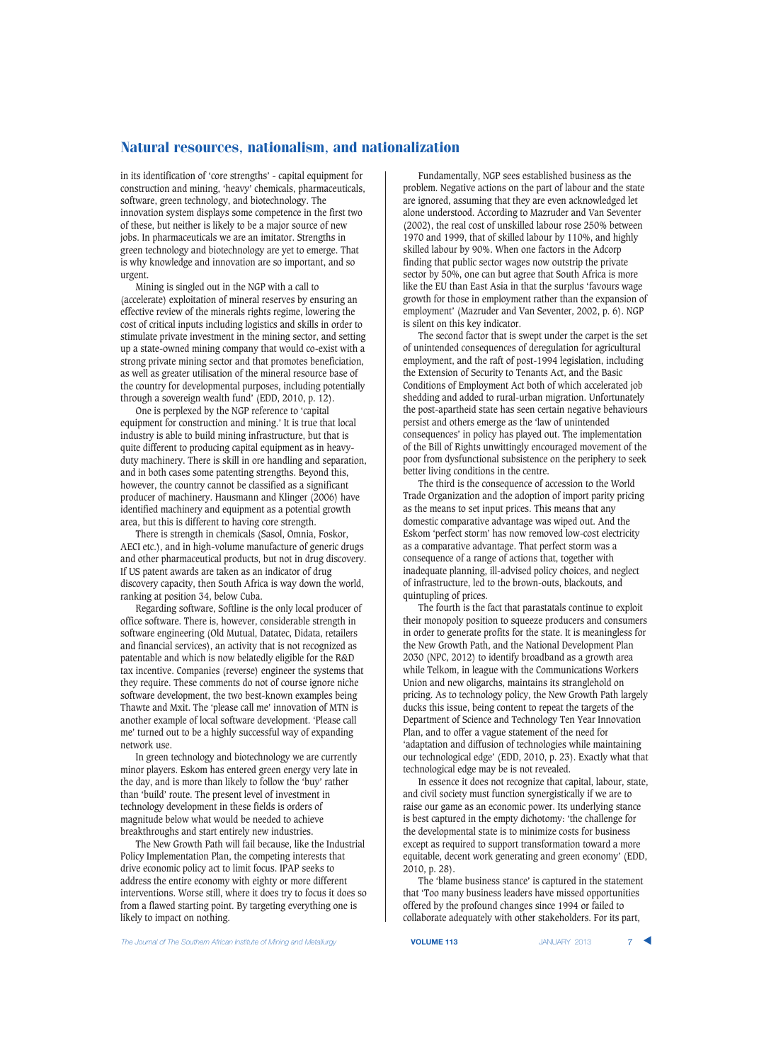in its identification of 'core strengths' - capital equipment for construction and mining, 'heavy' chemicals, pharmaceuticals, software, green technology, and biotechnology. The innovation system displays some competence in the first two of these, but neither is likely to be a major source of new jobs. In pharmaceuticals we are an imitator. Strengths in green technology and biotechnology are yet to emerge. That is why knowledge and innovation are so important, and so urgent.

Mining is singled out in the NGP with a call to (accelerate) exploitation of mineral reserves by ensuring an effective review of the minerals rights regime, lowering the cost of critical inputs including logistics and skills in order to stimulate private investment in the mining sector, and setting up a state-owned mining company that would co-exist with a strong private mining sector and that promotes beneficiation, as well as greater utilisation of the mineral resource base of the country for developmental purposes, including potentially through a sovereign wealth fund' (EDD, 2010, p. 12).

One is perplexed by the NGP reference to 'capital equipment for construction and mining.' It is true that local industry is able to build mining infrastructure, but that is quite different to producing capital equipment as in heavy-duty machinery. There is skill in ore handling and separation, and in both cases some patenting strengths. Beyond this, however, the country cannot be classified as a significant producer of machinery. Hausmann and Klinger (2006) have identified machinery and equipment as a potential growth area, but this is different to having core strength.

There is strength in chemicals (Sasol, Omnia, Foskor, AECI etc.), and in high-volume manufacture of generic drugs and other pharmaceutical products, but not in drug discovery. If US patent awards are taken as an indicator of drug discovery capacity, then South Africa is way down the world, ranking at position 34, below Cuba.

Regarding software, Softline is the only local producer of office software. There is, however, considerable strength in software engineering (Old Mutual, Datatec, Didata, retailers and financial services), an activity that is not recognized as patentable and which is now belatedly eligible for the R&D tax incentive. Companies (reverse) engineer the systems that they require. These comments do not of course ignore niche software development, the two best-known examples being Thawte and Mxit. The 'please call me' innovation of MTN is another example of local software development. 'Please call me' turned out to be a highly successful way of expanding network use.

In green technology and biotechnology we are currently minor players. Eskom has entered green energy very late in the day, and is more than likely to follow the 'buy' rather than 'build' route. The present level of investment in technology development in these fields is orders of magnitude below what would be needed to achieve breakthroughs and start entirely new industries.

The New Growth Path will fail because, like the Industrial Policy Implementation Plan, the competing interests that drive economic policy act to limit focus. IPAP seeks to address the entire economy with eighty or more different interventions. Worse still, where it does try to focus it does so from a flawed starting point. By targeting everything one is likely to impact on nothing.

Fundamentally, NGP sees established business as the problem. Negative actions on the part of labour and the state are ignored, assuming that they are even acknowledged let alone understood. According to Mazruder and Van Seventer (2002), the real cost of unskilled labour rose 250% between 1970 and 1999, that of skilled labour by 110%, and highly skilled labour by 90%. When one factors in the Adcorp finding that public sector wages now outstrip the private sector by 50%, one can but agree that South Africa is more like the EU than East Asia in that the surplus 'favours wage growth for those in employment rather than the expansion of employment' (Mazruder and Van Seventer, 2002, p. 6). NGP is silent on this key indicator.

The second factor that is swept under the carpet is the set of unintended consequences of deregulation for agricultural employment, and the raft of post-1994 legislation, including the Extension of Security to Tenants Act, and the Basic Conditions of Employment Act both of which accelerated job shedding and added to rural-urban migration. Unfortunately the post-apartheid state has seen certain negative behaviours persist and others emerge as the 'law of unintended consequences' in policy has played out. The implementation of the Bill of Rights unwittingly encouraged movement of the poor from dysfunctional subsistence on the periphery to seek better living conditions in the centre.

The third is the consequence of accession to the World Trade Organization and the adoption of import parity pricing as the means to set input prices. This means that any domestic comparative advantage was wiped out. And the Eskom 'perfect storm' has now removed low-cost electricity as a comparative advantage. That perfect storm was a consequence of a range of actions that, together with inadequate planning, ill-advised policy choices, and neglect of infrastructure, led to the brown-outs, blackouts, and quintupling of prices.

The fourth is the fact that parastatals continue to exploit their monopoly position to squeeze producers and consumers in order to generate profits for the state. It is meaningless for the New Growth Path, and the National Development Plan 2030 (NPC, 2012) to identify broadband as a growth area while Telkom, in league with the Communications Workers Union and new oligarchs, maintains its stranglehold on pricing. As to technology policy, the New Growth Path largely ducks this issue, being content to repeat the targets of the Department of Science and Technology Ten Year Innovation Plan, and to offer a vague statement of the need for 'adaptation and diffusion of technologies while maintaining our technological edge' (EDD, 2010, p. 23). Exactly what that technological edge may be is not revealed.

In essence it does not recognize that capital, labour, state, and civil society must function synergistically if we are to raise our game as an economic power. Its underlying stance is best captured in the empty dichotomy: 'the challenge for the developmental state is to minimize costs for business except as required to support transformation toward a more equitable, decent work generating and green economy' (EDD, 2010, p. 28).

The 'blame business stance' is captured in the statement that 'Too many business leaders have missed opportunities offered by the profound changes since 1994 or failed to collaborate adequately with other stakeholders. For its part,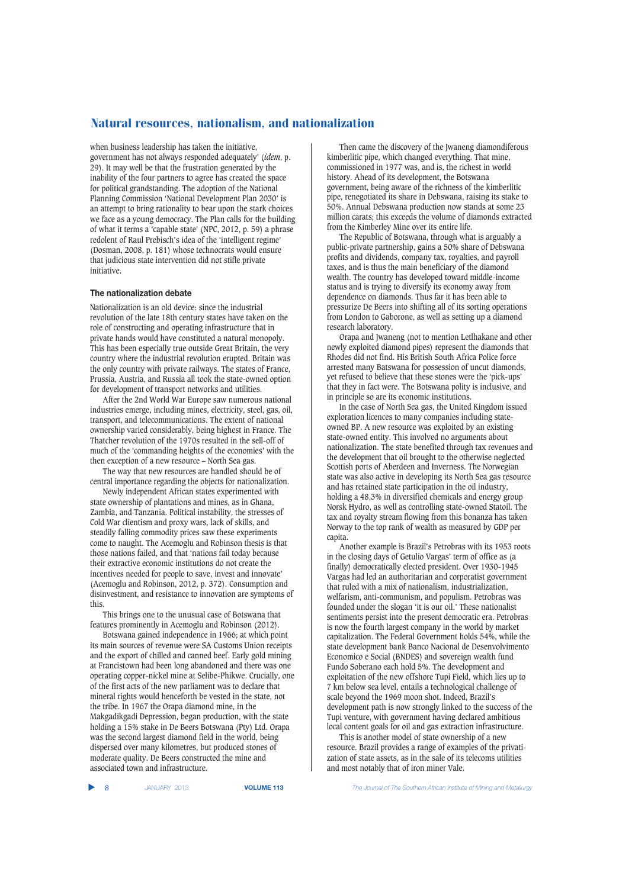when business leadership has taken the initiative, government has not always responded adequately' (*idem*, p. 29). It may well be that the frustration generated by the inability of the four partners to agree has created the space for political grandstanding. The adoption of the National Planning Commission 'National Development Plan 2030' is an attempt to bring rationality to bear upon the stark choices we face as a young democracy. The Plan calls for the building of what it terms a 'capable state' (NPC, 2012, p. 59) a phrase redolent of Raul Prebisch's idea of the 'intelligent regime' (Dosman, 2008, p. 181) whose technocrats would ensure that judicious state intervention did not stifle private initiative.

### The nationalization debate

Nationalization is an old device: since the industrial revolution of the late 18th century states have taken on the role of constructing and operating infrastructure that in private hands would have constituted a natural monopoly. This has been especially true outside Great Britain, the very country where the industrial revolution erupted. Britain was the only country with private railways. The states of France, Prussia, Austria, and Russia all took the state-owned option for development of transport networks and utilities.

After the 2nd World War Europe saw numerous national industries emerge, including mines, electricity, steel, gas, oil, transport, and telecommunications. The extent of national ownership varied considerably, being highest in France. The Thatcher revolution of the 1970s resulted in the sell-off of much of the 'commanding heights of the economies' with the then exception of a new resource – North Sea gas.

The way that new resources are handled should be of central importance regarding the objects for nationalization.

Newly independent African states experimented with state ownership of plantations and mines, as in Ghana, Zambia, and Tanzania. Political instability, the stresses of Cold War clientism and proxy wars, lack of skills, and steadily falling commodity prices saw these experiments come to naught. The Acemoglu and Robinson thesis is that those nations failed, and that 'nations fail today because their extractive economic institutions do not create the incentives needed for people to save, invest and innovate' (Acemoglu and Robinson, 2012, p. 372). Consumption and disinvestment, and resistance to innovation are symptoms of this.

This brings one to the unusual case of Botswana that features prominently in Acemoglu and Robinson (2012).

Botswana gained independence in 1966; at which point its main sources of revenue were SA Customs Union receipts and the export of chilled and canned beef. Early gold mining at Francistown had been long abandoned and there was one operating copper-nickel mine at Selibe-Phikwe. Crucially, one of the first acts of the new parliament was to declare that mineral rights would henceforth be vested in the state, not the tribe. In 1967 the Orapa diamond mine, in the Makgadikgadi Depression, began production, with the state holding a 15% stake in De Beers Botswana (Pty) Ltd. Orapa was the second largest diamond field in the world, being dispersed over many kilometres, but produced stones of moderate quality. De Beers constructed the mine and associated town and infrastructure.

Then came the discovery of the Jwaneng diamondiferous kimberlitic pipe, which changed everything. That mine, commissioned in 1977 was, and is, the richest in world history. Ahead of its development, the Botswana government, being aware of the richness of the kimberlitic pipe, renegotiated its share in Debswana, raising its stake to 50%. Annual Debswana production now stands at some 23 million carats; this exceeds the volume of diamonds extracted from the Kimberley Mine over its entire life.

The Republic of Botswana, through what is arguably a public-private partnership, gains a 50% share of Debswana profits and dividends, company tax, royalties, and payroll taxes, and is thus the main beneficiary of the diamond wealth. The country has developed toward middle-income status and is trying to diversify its economy away from dependence on diamonds. Thus far it has been able to pressurize De Beers into shifting all of its sorting operations from London to Gaborone, as well as setting up a diamond research laboratory.

Orapa and Jwaneng (not to mention Letlhakane and other newly exploited diamond pipes) represent the diamonds that Rhodes did not find. His British South Africa Police force arrested many Batswana for possession of uncut diamonds, yet refused to believe that these stones were the 'pick-ups' that they in fact were. The Botswana polity is inclusive, and in principle so are its economic institutions.

In the case of North Sea gas, the United Kingdom issued exploration licences to many companies including state-owned BP. A new resource was exploited by an existing state-owned entity. This involved no arguments about nationalization. The state benefited through tax revenues and the development that oil brought to the otherwise neglected Scottish ports of Aberdeen and Inverness. The Norwegian state was also active in developing its North Sea gas resource and has retained state participation in the oil industry, holding a 48.3% in diversified chemicals and energy group Norsk Hydro, as well as controlling state-owned Statoil. The tax and royalty stream flowing from this bonanza has taken Norway to the top rank of wealth as measured by GDP per capita.

Another example is Brazil's Petrobras with its 1953 roots in the closing days of Getulio Vargas' term of office as (a finally) democratically elected president. Over 1930-1945 Vargas had led an authoritarian and corporatist government that ruled with a mix of nationalism, industrialization, welfarism, anti-communism, and populism. Petrobras was founded under the slogan 'it is our oil.' These nationalist sentiments persist into the present democratic era. Petrobras is now the fourth largest company in the world by market capitalization. The Federal Government holds 54%, while the state development bank Banco Nacional de Desenvolvimento Economico e Social (BNDES) and sovereign wealth fund Fundo Soberano each hold 5%. The development and exploitation of the new offshore Tupi Field, which lies up to 7 km below sea level, entails a technological challenge of scale beyond the 1969 moon shot. Indeed, Brazil's development path is now strongly linked to the success of the Tupi venture, with government having declared ambitious local content goals for oil and gas extraction infrastructure.

This is another model of state ownership of a new resource. Brazil provides a range of examples of the privatization of state assets, as in the sale of its telecoms utilities and most notably that of iron miner Vale.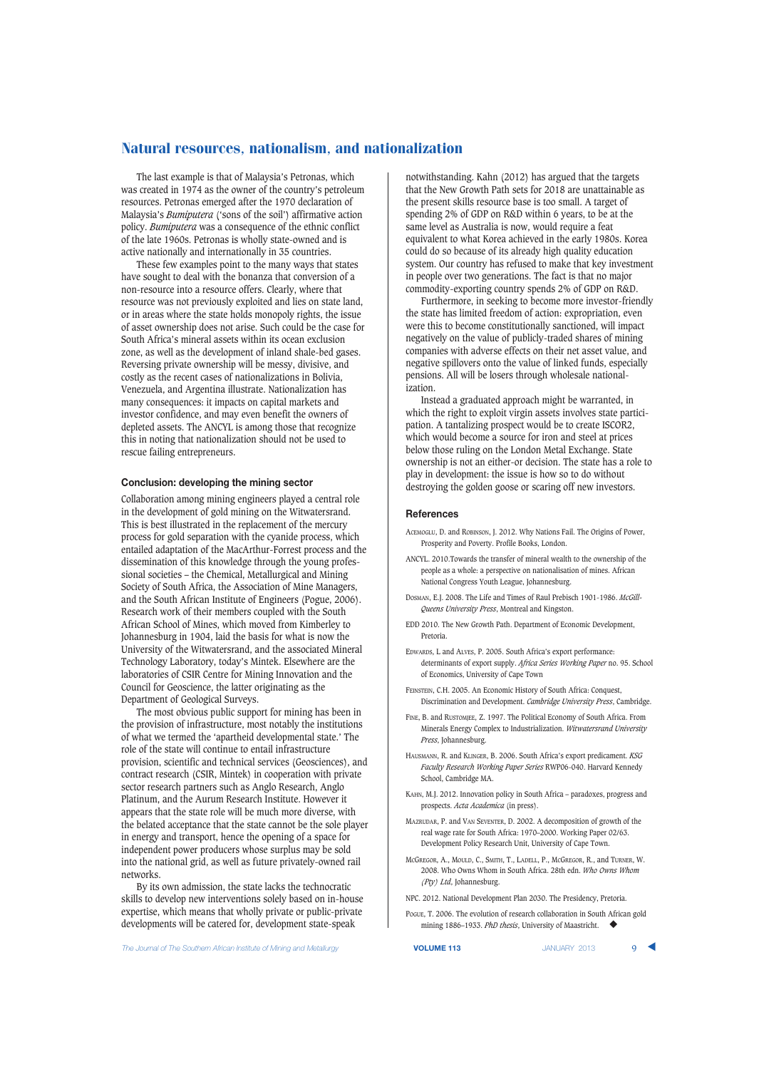The last example is that of Malaysia's Petronas, which was created in 1974 as the owner of the country's petroleum resources. Petronas emerged after the 1970 declaration of Malaysia's *Bumiputera* ('sons of the soil') affirmative action policy. *Bumiputera* was a consequence of the ethnic conflict of the late 1960s. Petronas is wholly state-owned and is active nationally and internationally in 35 countries.

These few examples point to the many ways that states have sought to deal with the bonanza that conversion of a non-resource into a resource offers. Clearly, where that resource was not previously exploited and lies on state land, or in areas where the state holds monopoly rights, the issue of asset ownership does not arise. Such could be the case for South Africa's mineral assets within its ocean exclusion zone, as well as the development of inland shale-bed gases. Reversing private ownership will be messy, divisive, and costly as the recent cases of nationalizations in Bolivia, Venezuela, and Argentina illustrate. Nationalization has many consequences: it impacts on capital markets and investor confidence, and may even benefit the owners of depleted assets. The ANCYL is among those that recognize this in noting that nationalization should not be used to rescue failing entrepreneurs.

## Conclusion: developing the mining sector

Collaboration among mining engineers played a central role in the development of gold mining on the Witwatersrand. This is best illustrated in the replacement of the mercury process for gold separation with the cyanide process, which entailed adaptation of the MacArthur-Forrest process and the dissemination of this knowledge through the young professional societies – the Chemical, Metallurgical and Mining Society of South Africa, the Association of Mine Managers, and the South African Institute of Engineers (Pogue, 2006). Research work of their members coupled with the South African School of Mines, which moved from Kimberley to Johannesburg in 1904, laid the basis for what is now the University of the Witwatersrand, and the associated Mineral Technology Laboratory, today's Mintek. Elsewhere are the laboratories of CSIR Centre for Mining Innovation and the Council for Geoscience, the latter originating as the Department of Geological Surveys.

The most obvious public support for mining has been in the provision of infrastructure, most notably the institutions of what we termed the 'apartheid developmental state.' The role of the state will continue to entail infrastructure provision, scientific and technical services (Geosciences), and contract research (CSIR, Mintek) in cooperation with private sector research partners such as Anglo Research, Anglo Platinum, and the Aurum Research Institute. However it appears that the state role will be much more diverse, with the belated acceptance that the state cannot be the sole player in energy and transport, hence the opening of a space for independent power producers whose surplus may be sold into the national grid, as well as future privately-owned rail networks.

By its own admission, the state lacks the technocratic skills to develop new interventions solely based on in-house expertise, which means that wholly private or public-private developments will be catered for, development state-speak notwithstanding. Kahn (2012) has argued that the targets that the New Growth Path sets for 2018 are unattainable as the present skills resource base is too small. A target of spending 2% of GDP on R&D within 6 years, to be at the same level as Australia is now, would require a feat equivalent to what Korea achieved in the early 1980s. Korea could do so because of its already high quality education system. Our country has refused to make that key investment in people over two generations. The fact is that no major commodity-exporting country spends 2% of GDP on R&D.

Furthermore, in seeking to become more investor-friendly the state has limited freedom of action: expropriation, even were this to become constitutionally sanctioned, will impact negatively on the value of publicly-traded shares of mining companies with adverse effects on their net asset value, and negative spillovers onto the value of linked funds, especially pensions. All will be losers through wholesale nationalization.

Instead a graduated approach might be warranted, in which the right to exploit virgin assets involves state participation. A tantalizing prospect would be to create ISCOR2, which would become a source for iron and steel at prices below those ruling on the London Metal Exchange. State ownership is not an either-or decision. The state has a role to play in development: the issue is how so to do without destroying the golden goose or scaring off new investors.

## References

Acemoglu, D. and Robinson, J. 2012. Why Nations Fail. The Origins of Power, Prosperity and Poverty. Profile Books, London.

ANCYL. 2010.Towards the transfer of mineral wealth to the ownership of the people as a whole: a perspective on nationalisation of mines. African National Congress Youth League, Johannesburg.

Dosman, E.J. 2008. The Life and Times of Raul Prebisch 1901-1986. *McGill-Queens University Press*, Montreal and Kingston.

EDD 2010. The New Growth Path. Department of Economic Development, Pretoria.

Edwards, L and Alves, P. 2005. South Africa's export performance: determinants of export supply. *Africa Series Working Paper* no. 95. School of Economics, University of Cape Town

Feinstein, C.H. 2005. An Economic History of South Africa: Conquest, Discrimination and Development. *Cambridge University Press*, Cambridge.

Fine, B. and Rustomjee, Z. 1997. The Political Economy of South Africa. From Minerals Energy Complex to Industrialization. *Witwatersrand University Press*, Johannesburg.

Hausmann, R. and Klinger, B. 2006. South Africa's export predicament. *KSG Faculty Research Working Paper Series* RWP06-040. Harvard Kennedy School, Cambridge MA.

Kahn, M.J. 2012. Innovation policy in South Africa – paradoxes, progress and prospects. *Acta Academica* (in press).

Mazrudar, P. and Van Seventer, D. 2002. A decomposition of growth of the real wage rate for South Africa: 1970–2000. Working Paper 02/63. Development Policy Research Unit, University of Cape Town.

McGregor, A., Mould, C., Smith, T., Ladell, P., McGregor, R., and Turner, W. 2008. Who Owns Whom in South Africa. 28th edn. *Who Owns Whom (Pty) Ltd*, Johannesburg.

NPC. 2012. National Development Plan 2030. The Presidency, Pretoria.

Pogue, T. 2006. The evolution of research collaboration in South African gold mining 1886–1933. *PhD thesis*, University of Maastricht. ◆